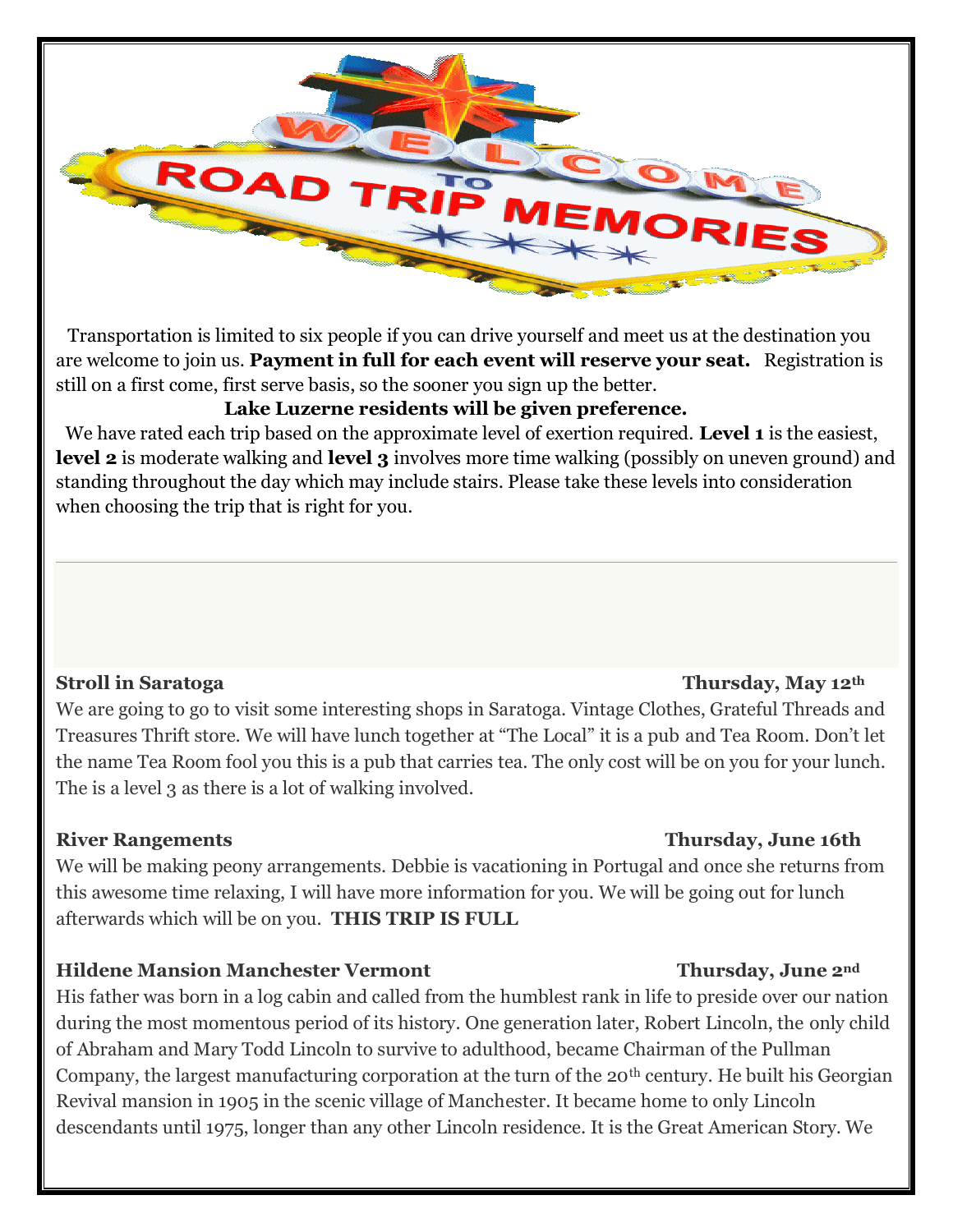# WELCOME TO ROAD TRIP MEMORIES

Transportation is limited to six people if you can drive yourself and meet us at the destination you are welcome to join us. **Payment in full for each event will reserve your seat.** Registration is still on a first come, first serve basis, so the sooner you sign up the better.

**Lake Luzerne residents will be given preference.**

We have rated each trip based on the approximate level of exertion required. **Level 1** is the easiest, **level 2** is moderate walking and **level 3** involves more time walking (possibly on uneven ground) and standing throughout the day which may include stairs. Please take these levels into consideration when choosing the trip that is right for you.

---

**Stroll in Saratoga** — **Thursday, May 12th**

We are going to go to visit some interesting shops in Saratoga. Vintage Clothes, Grateful Threads and Treasures Thrift store. We will have lunch together at "The Local" it is a pub and Tea Room. Don't let the name Tea Room fool you this is a pub that carries tea. The only cost will be on you for your lunch. The is a level 3 as there is a lot of walking involved.

**River Rangements** — **Thursday, June 16th**

We will be making peony arrangements. Debbie is vacationing in Portugal and once she returns from this awesome time relaxing, I will have more information for you. We will be going out for lunch afterwards which will be on you. **THIS TRIP IS FULL**

**Hildene Mansion Manchester Vermont** — **Thursday, June 2nd**

His father was born in a log cabin and called from the humblest rank in life to preside over our nation during the most momentous period of its history. One generation later, Robert Lincoln, the only child of Abraham and Mary Todd Lincoln to survive to adulthood, became Chairman of the Pullman Company, the largest manufacturing corporation at the turn of the 20th century. He built his Georgian Revival mansion in 1905 in the scenic village of Manchester. It became home to only Lincoln descendants until 1975, longer than any other Lincoln residence. It is the Great American Story. We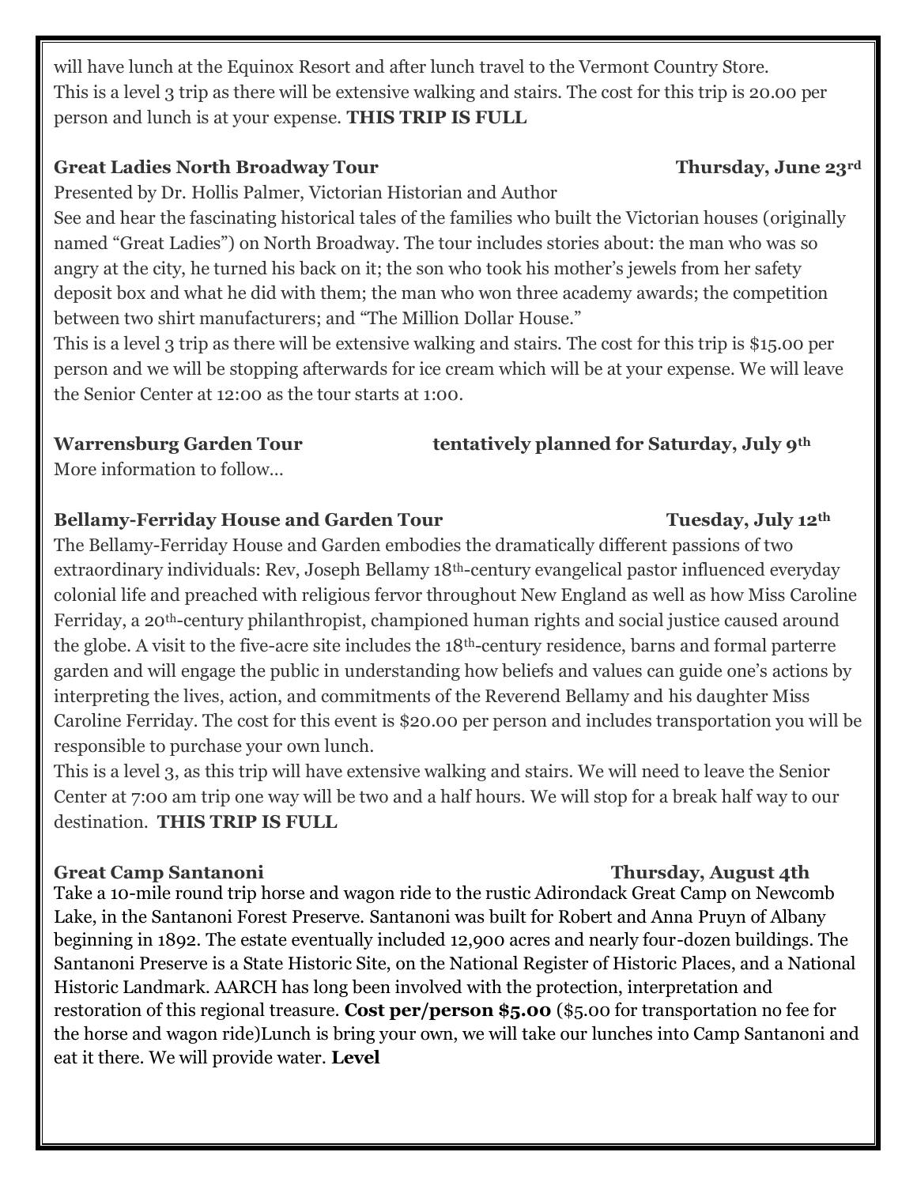will have lunch at the Equinox Resort and after lunch travel to the Vermont Country Store. This is a level 3 trip as there will be extensive walking and stairs. The cost for this trip is 20.00 per person and lunch is at your expense. **THIS TRIP IS FULL**

**Great Ladies North Broadway Tour** **Thursday, June 23rd**

Presented by Dr. Hollis Palmer, Victorian Historian and Author

See and hear the fascinating historical tales of the families who built the Victorian houses (originally named "Great Ladies") on North Broadway. The tour includes stories about: the man who was so angry at the city, he turned his back on it; the son who took his mother's jewels from her safety deposit box and what he did with them; the man who won three academy awards; the competition between two shirt manufacturers; and "The Million Dollar House."

This is a level 3 trip as there will be extensive walking and stairs. The cost for this trip is $15.00 per person and we will be stopping afterwards for ice cream which will be at your expense. We will leave the Senior Center at 12:00 as the tour starts at 1:00.

**Warrensburg Garden Tour** **tentatively planned for Saturday, July 9th**

More information to follow…

**Bellamy-Ferriday House and Garden Tour** **Tuesday, July 12th**

The Bellamy-Ferriday House and Garden embodies the dramatically different passions of two extraordinary individuals: Rev, Joseph Bellamy 18th-century evangelical pastor influenced everyday colonial life and preached with religious fervor throughout New England as well as how Miss Caroline Ferriday, a 20th-century philanthropist, championed human rights and social justice caused around the globe. A visit to the five-acre site includes the 18th-century residence, barns and formal parterre garden and will engage the public in understanding how beliefs and values can guide one's actions by interpreting the lives, action, and commitments of the Reverend Bellamy and his daughter Miss Caroline Ferriday. The cost for this event is $20.00 per person and includes transportation you will be responsible to purchase your own lunch.

This is a level 3, as this trip will have extensive walking and stairs. We will need to leave the Senior Center at 7:00 am trip one way will be two and a half hours. We will stop for a break half way to our destination. **THIS TRIP IS FULL**

**Great Camp Santanoni** **Thursday, August 4th**

Take a 10-mile round trip horse and wagon ride to the rustic Adirondack Great Camp on Newcomb Lake, in the Santanoni Forest Preserve. Santanoni was built for Robert and Anna Pruyn of Albany beginning in 1892. The estate eventually included 12,900 acres and nearly four-dozen buildings. The Santanoni Preserve is a State Historic Site, on the National Register of Historic Places, and a National Historic Landmark. AARCH has long been involved with the protection, interpretation and restoration of this regional treasure. **Cost per/person $5.00** ($5.00 for transportation no fee for the horse and wagon ride)Lunch is bring your own, we will take our lunches into Camp Santanoni and eat it there. We will provide water. **Level**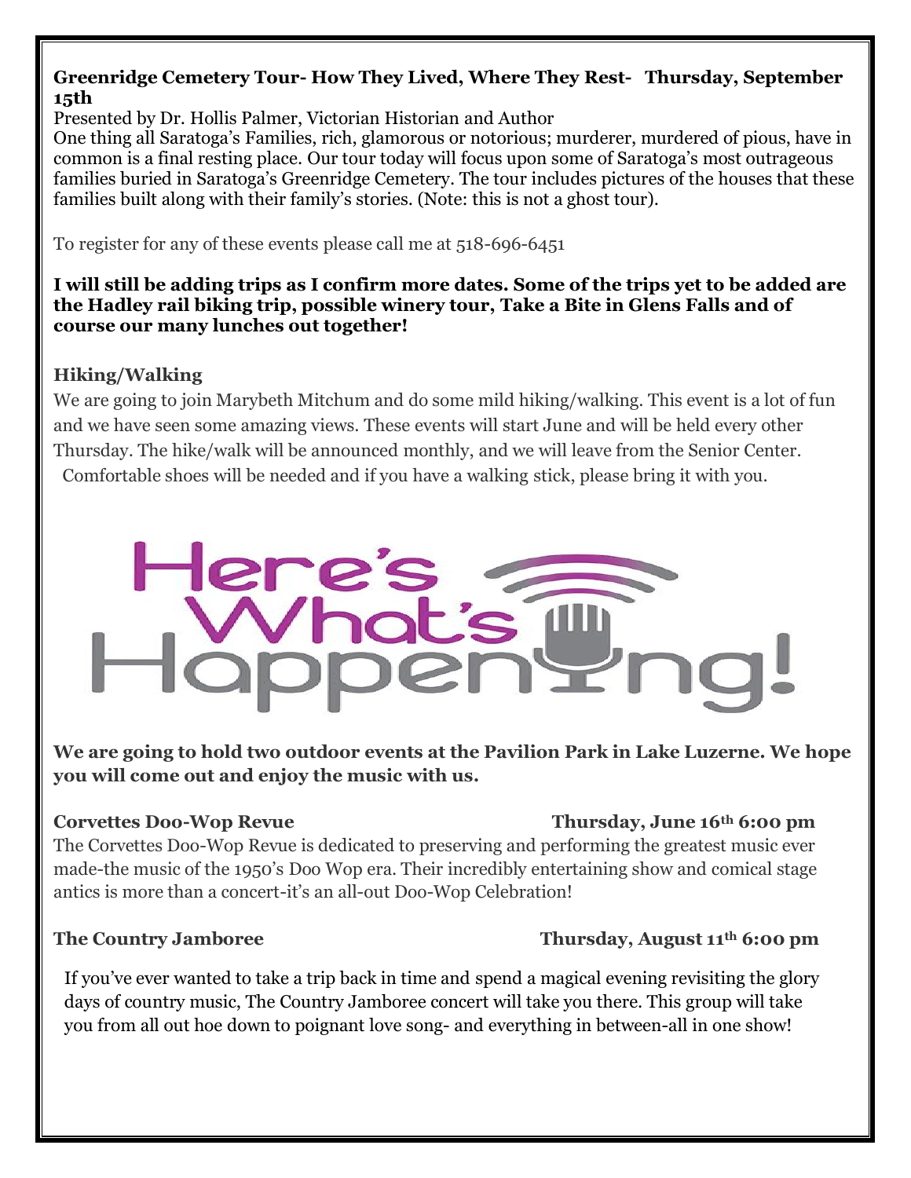**Greenridge Cemetery Tour- How They Lived, Where They Rest- Thursday, September 15th**

Presented by Dr. Hollis Palmer, Victorian Historian and Author

One thing all Saratoga's Families, rich, glamorous or notorious; murderer, murdered of pious, have in common is a final resting place. Our tour today will focus upon some of Saratoga's most outrageous families buried in Saratoga's Greenridge Cemetery. The tour includes pictures of the houses that these families built along with their family's stories. (Note: this is not a ghost tour).

To register for any of these events please call me at 518-696-6451

**I will still be adding trips as I confirm more dates. Some of the trips yet to be added are the Hadley rail biking trip, possible winery tour, Take a Bite in Glens Falls and of course our many lunches out together!**

**Hiking/Walking**

We are going to join Marybeth Mitchum and do some mild hiking/walking. This event is a lot of fun and we have seen some amazing views. These events will start June and will be held every other Thursday. The hike/walk will be announced monthly, and we will leave from the Senior Center. Comfortable shoes will be needed and if you have a walking stick, please bring it with you.

# Here's What's Happening!

**We are going to hold two outdoor events at the Pavilion Park in Lake Luzerne. We hope you will come out and enjoy the music with us.**

**Corvettes Doo-Wop Revue** **Thursday, June 16th 6:00 pm**

The Corvettes Doo-Wop Revue is dedicated to preserving and performing the greatest music ever made-the music of the 1950's Doo Wop era. Their incredibly entertaining show and comical stage antics is more than a concert-it's an all-out Doo-Wop Celebration!

**The Country Jamboree** **Thursday, August 11th 6:00 pm**

If you've ever wanted to take a trip back in time and spend a magical evening revisiting the glory days of country music, The Country Jamboree concert will take you there. This group will take you from all out hoe down to poignant love song- and everything in between-all in one show!